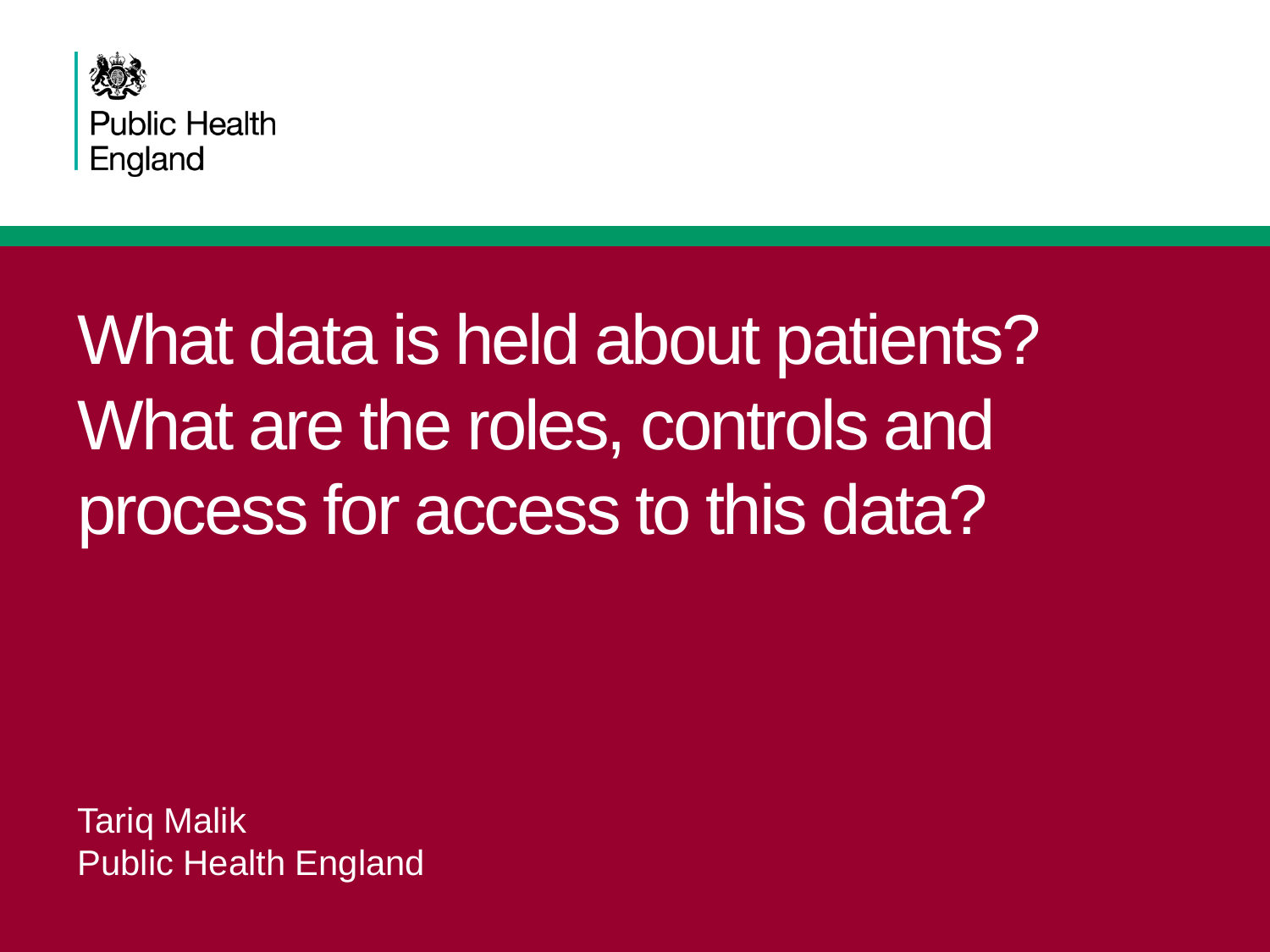Public Health England

# What data is held about patients? What are the roles, controls and process for access to this data?

Tariq Malik
Public Health England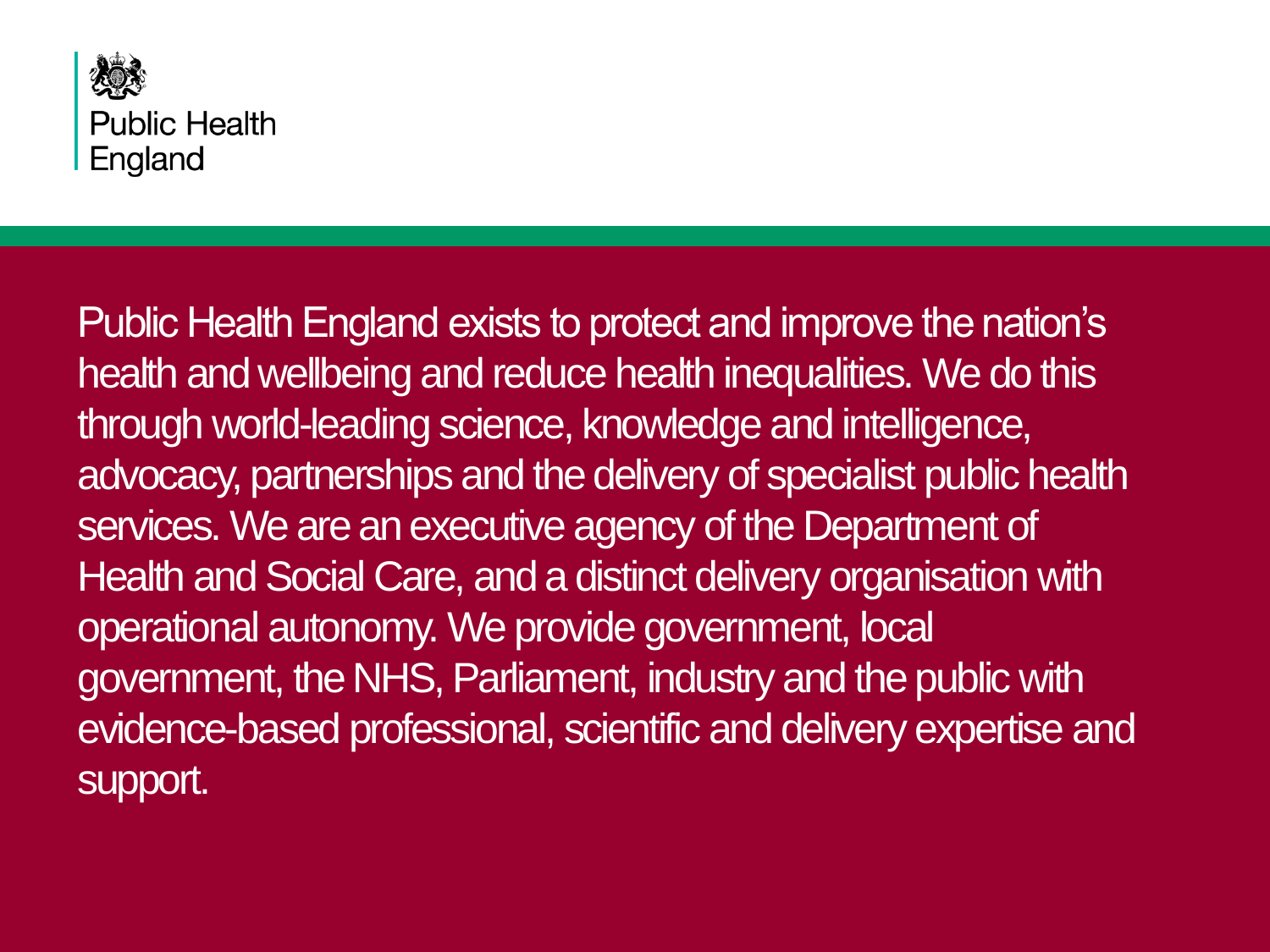Public Health England

Public Health England exists to protect and improve the nation's health and wellbeing and reduce health inequalities. We do this through world-leading science, knowledge and intelligence, advocacy, partnerships and the delivery of specialist public health services. We are an executive agency of the Department of Health and Social Care, and a distinct delivery organisation with operational autonomy. We provide government, local government, the NHS, Parliament, industry and the public with evidence-based professional, scientific and delivery expertise and support.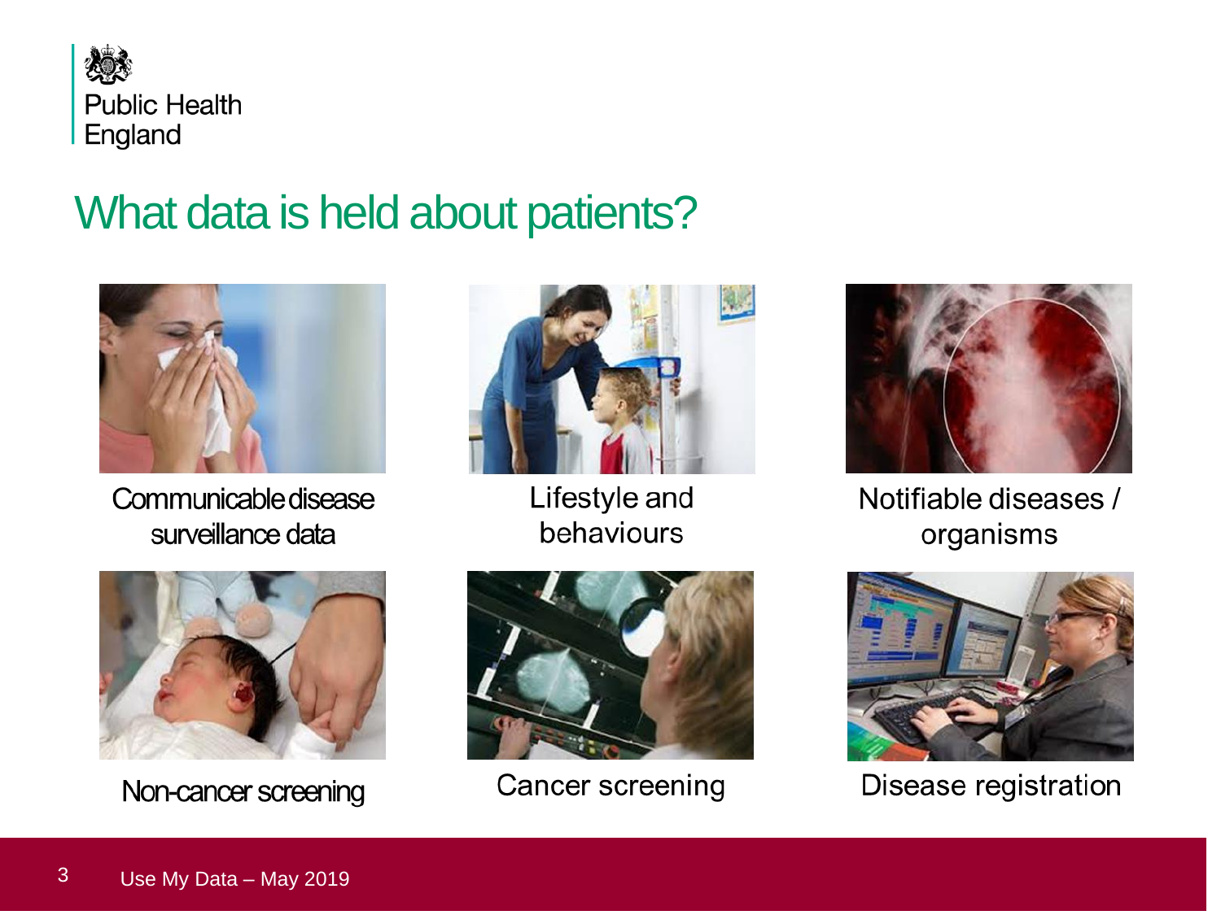Public Health England

# What data is held about patients?

Communicable disease surveillance data

Lifestyle and behaviours

Notifiable diseases / organisms

Non-cancer screening

Cancer screening

Disease registration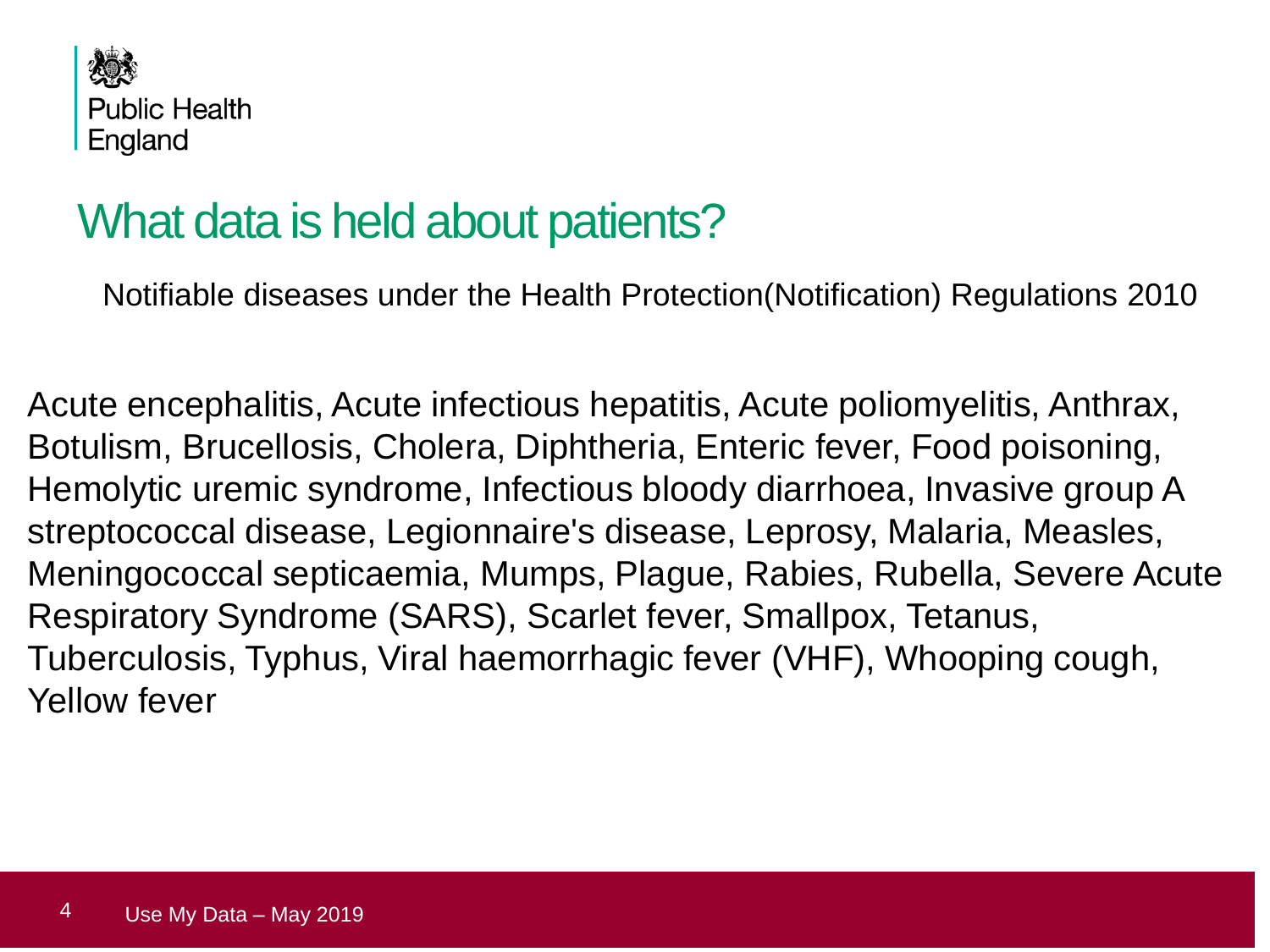Public Health England

# What data is held about patients?

Notifiable diseases under the Health Protection(Notification) Regulations 2010

Acute encephalitis, Acute infectious hepatitis, Acute poliomyelitis, Anthrax, Botulism, Brucellosis, Cholera, Diphtheria, Enteric fever, Food poisoning, Hemolytic uremic syndrome, Infectious bloody diarrhoea, Invasive group A streptococcal disease, Legionnaire's disease, Leprosy, Malaria, Measles, Meningococcal septicaemia, Mumps, Plague, Rabies, Rubella, Severe Acute Respiratory Syndrome (SARS), Scarlet fever, Smallpox, Tetanus, Tuberculosis, Typhus, Viral haemorrhagic fever (VHF), Whooping cough, Yellow fever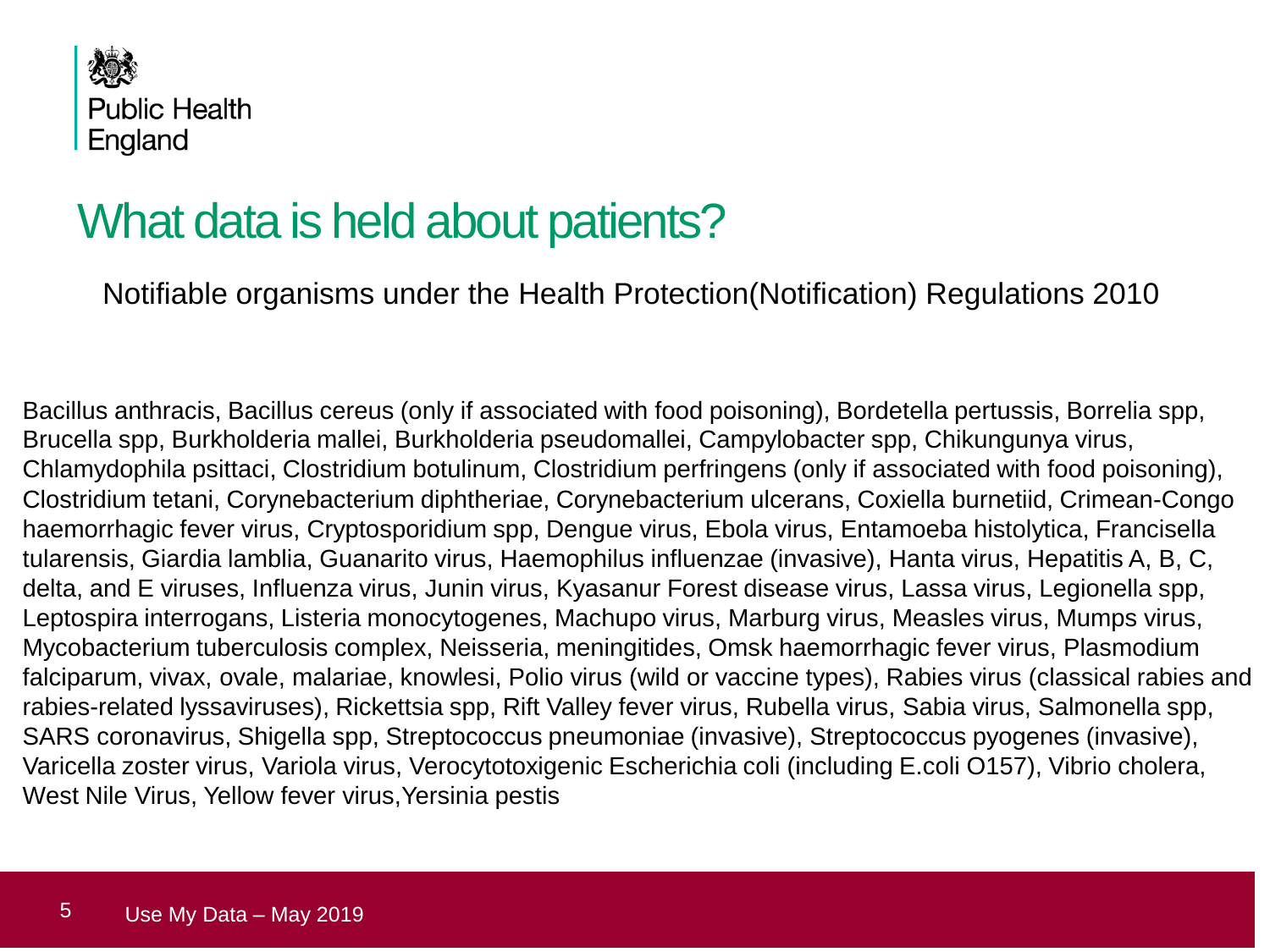# What data is held about patients?

Notifiable organisms under the Health Protection(Notification) Regulations 2010

Bacillus anthracis, Bacillus cereus (only if associated with food poisoning), Bordetella pertussis, Borrelia spp, Brucella spp, Burkholderia mallei, Burkholderia pseudomallei, Campylobacter spp, Chikungunya virus, Chlamydophila psittaci, Clostridium botulinum, Clostridium perfringens (only if associated with food poisoning), Clostridium tetani, Corynebacterium diphtheriae, Corynebacterium ulcerans, Coxiella burnetiid, Crimean-Congo haemorrhagic fever virus, Cryptosporidium spp, Dengue virus, Ebola virus, Entamoeba histolytica, Francisella tularensis, Giardia lamblia, Guanarito virus, Haemophilus influenzae (invasive), Hanta virus, Hepatitis A, B, C, delta, and E viruses, Influenza virus, Junin virus, Kyasanur Forest disease virus, Lassa virus, Legionella spp, Leptospira interrogans, Listeria monocytogenes, Machupo virus, Marburg virus, Measles virus, Mumps virus, Mycobacterium tuberculosis complex, Neisseria, meningitides, Omsk haemorrhagic fever virus, Plasmodium falciparum, vivax, ovale, malariae, knowlesi, Polio virus (wild or vaccine types), Rabies virus (classical rabies and rabies-related lyssaviruses), Rickettsia spp, Rift Valley fever virus, Rubella virus, Sabia virus, Salmonella spp, SARS coronavirus, Shigella spp, Streptococcus pneumoniae (invasive), Streptococcus pyogenes (invasive), Varicella zoster virus, Variola virus, Verocytotoxigenic Escherichia coli (including E.coli O157), Vibrio cholera, West Nile Virus, Yellow fever virus,Yersinia pestis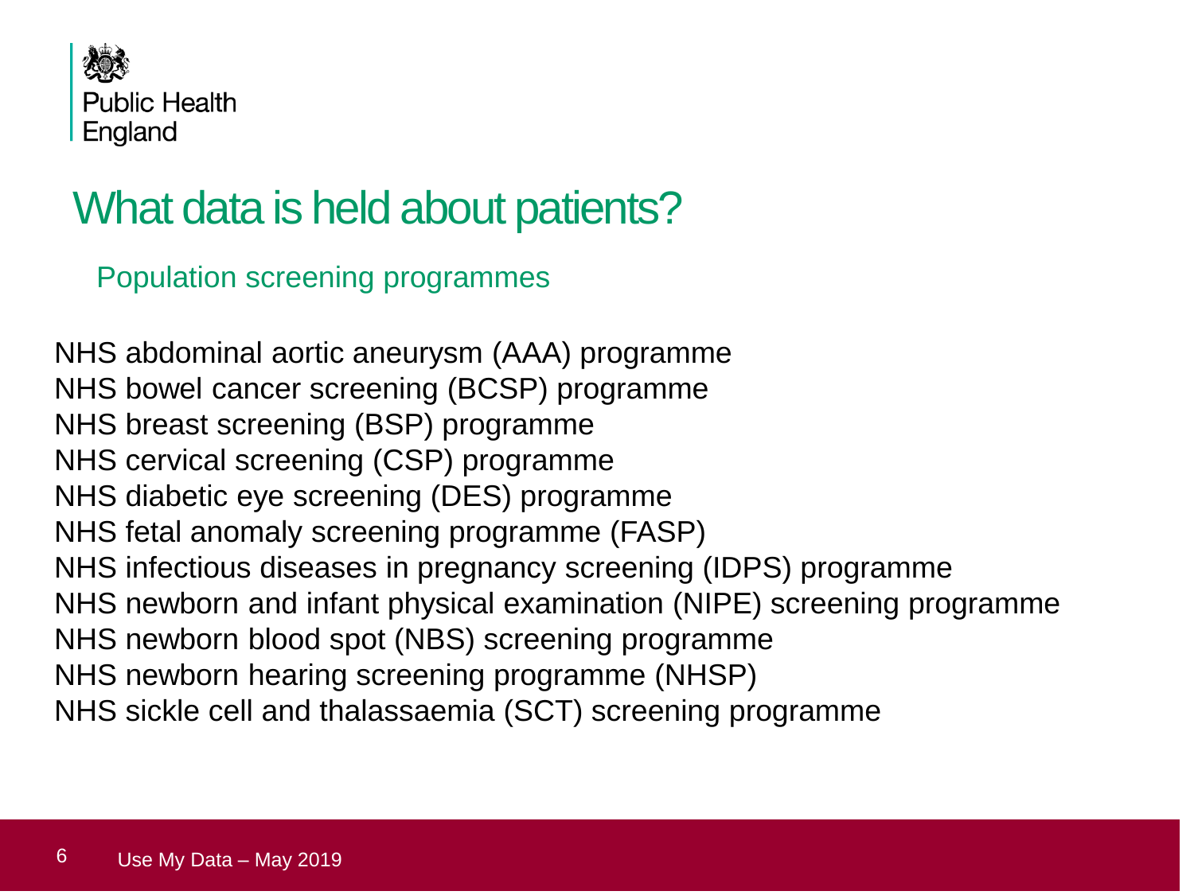# What data is held about patients?

## Population screening programmes

NHS abdominal aortic aneurysm (AAA) programme
NHS bowel cancer screening (BCSP) programme
NHS breast screening (BSP) programme
NHS cervical screening (CSP) programme
NHS diabetic eye screening (DES) programme
NHS fetal anomaly screening programme (FASP)
NHS infectious diseases in pregnancy screening (IDPS) programme
NHS newborn and infant physical examination (NIPE) screening programme
NHS newborn blood spot (NBS) screening programme
NHS newborn hearing screening programme (NHSP)
NHS sickle cell and thalassaemia (SCT) screening programme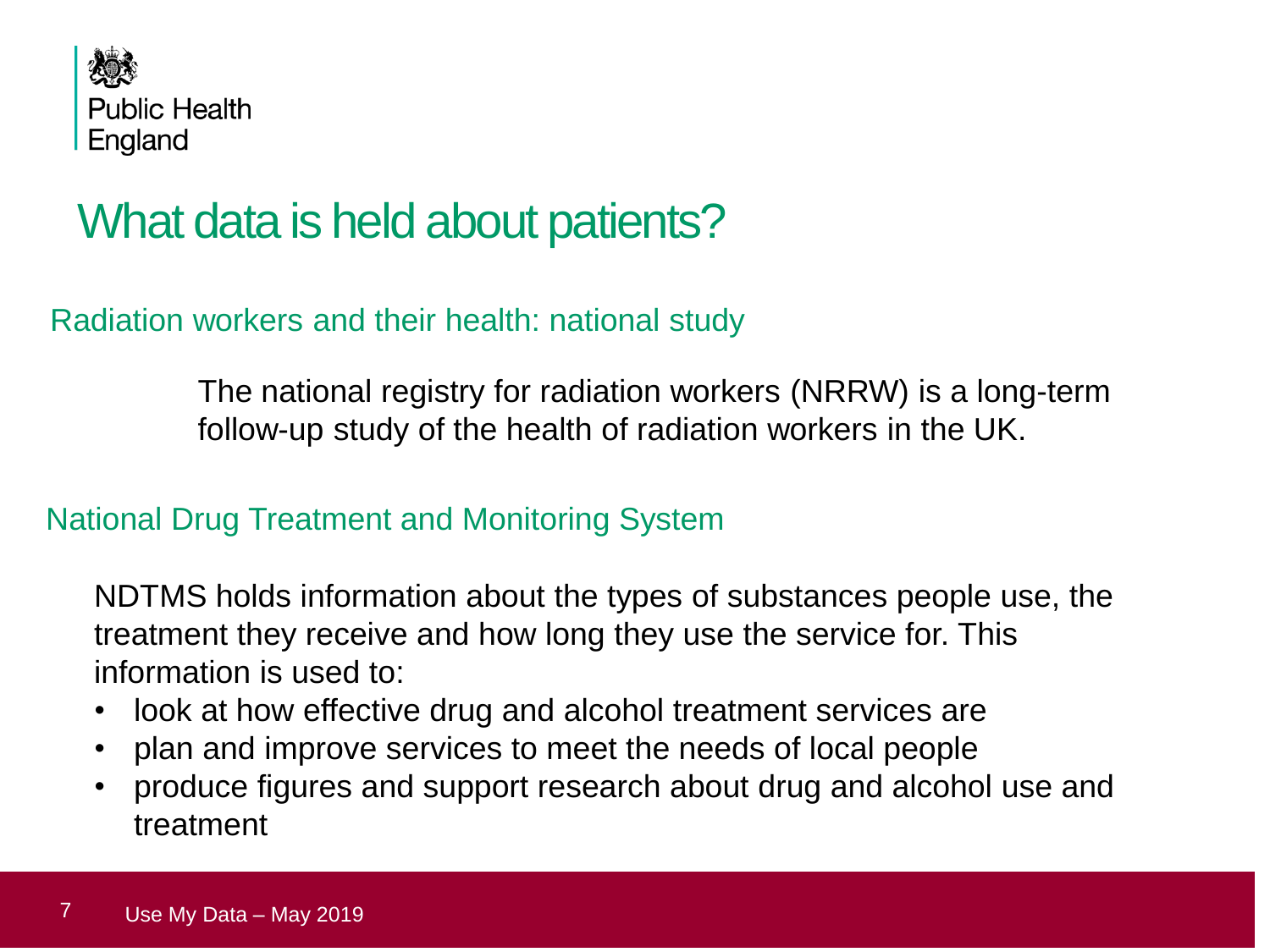# What data is held about patients?

## Radiation workers and their health: national study

The national registry for radiation workers (NRRW) is a long-term follow-up study of the health of radiation workers in the UK.

## National Drug Treatment and Monitoring System

NDTMS holds information about the types of substances people use, the treatment they receive and how long they use the service for. This information is used to:

- look at how effective drug and alcohol treatment services are
- plan and improve services to meet the needs of local people
- produce figures and support research about drug and alcohol use and treatment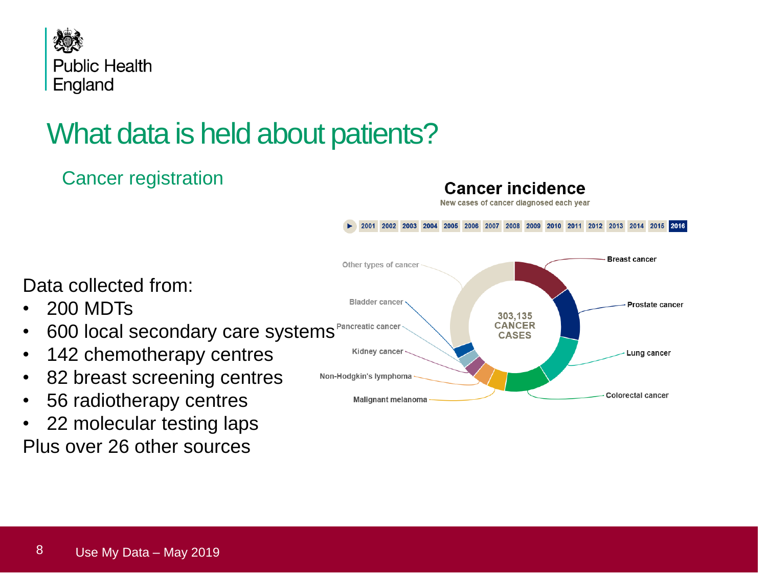# What data is held about patients?

## Cancer registration

Data collected from:

- 200 MDTs
- 600 local secondary care systems
- 142 chemotherapy centres
- 82 breast screening centres
- 56 radiotherapy centres
- 22 molecular testing laps

Plus over 26 other sources

**Cancer incidence**

New cases of cancer diagnosed each year

2001 2002 2003 2004 2005 2006 2007 2008 2009 2010 2011 2012 2013 2014 2015 2016

303,135 CANCER CASES

Other types of cancer

Bladder cancer

Pancreatic cancer

Kidney cancer

Non-Hodgkin's lymphoma

Malignant melanoma

Breast cancer

Prostate cancer

Lung cancer

Colorectal cancer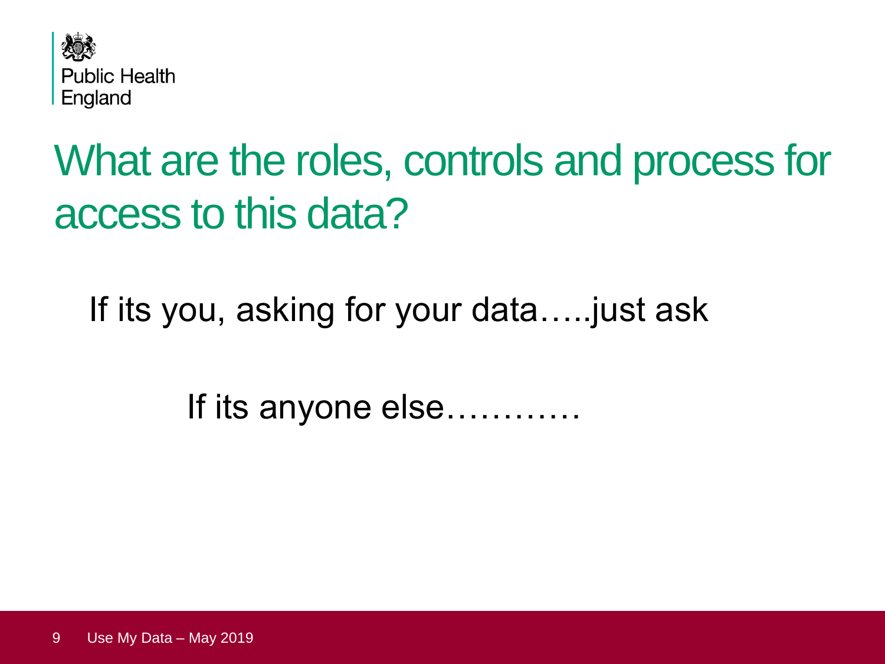Public Health England

# What are the roles, controls and process for access to this data?

If its you, asking for your data…..just ask

If its anyone else…………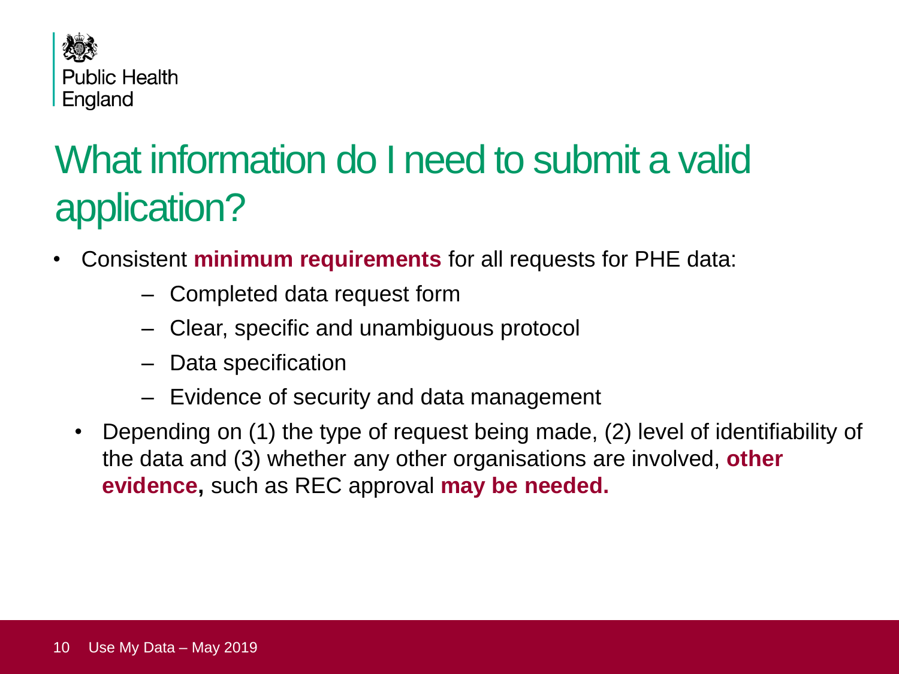# What information do I need to submit a valid application?

- Consistent **minimum requirements** for all requests for PHE data:
  - Completed data request form
  - Clear, specific and unambiguous protocol
  - Data specification
  - Evidence of security and data management
- Depending on (1) the type of request being made, (2) level of identifiability of the data and (3) whether any other organisations are involved, **other evidence,** such as REC approval **may be needed.**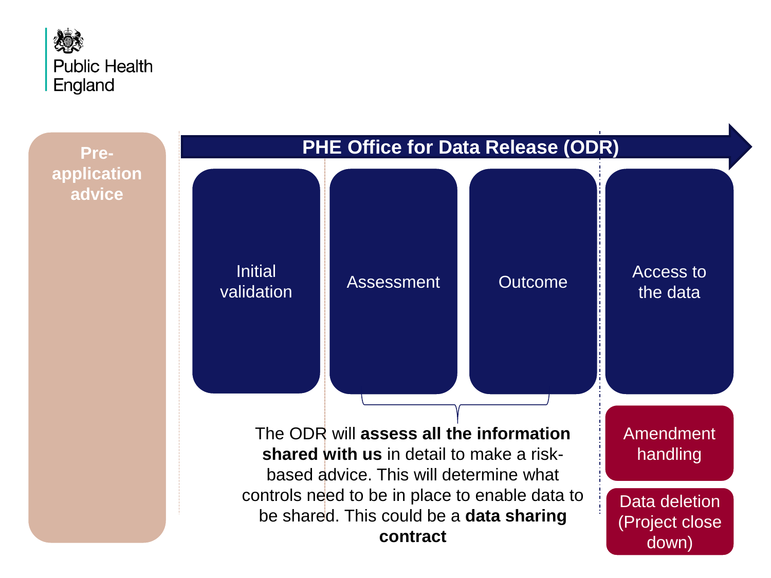Pre-application advice

## PHE Office for Data Release (ODR)

Initial validation

Assessment

Outcome

Access to the data

The ODR will **assess all the information shared with us** in detail to make a risk-based advice. This will determine what controls need to be in place to enable data to be shared. This could be a **data sharing contract**

Amendment handling

Data deletion (Project close down)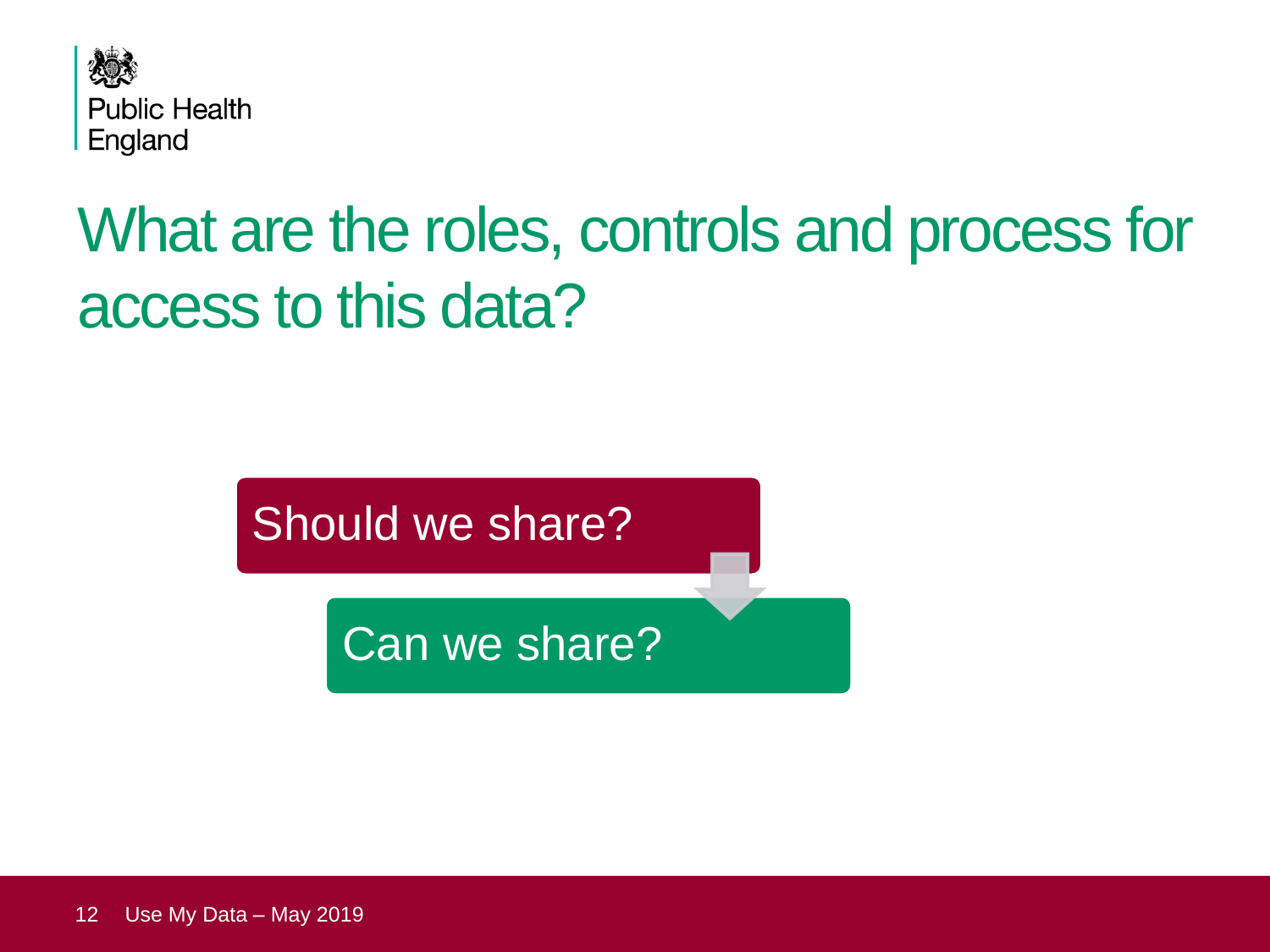# What are the roles, controls and process for access to this data?

Should we share?

Can we share?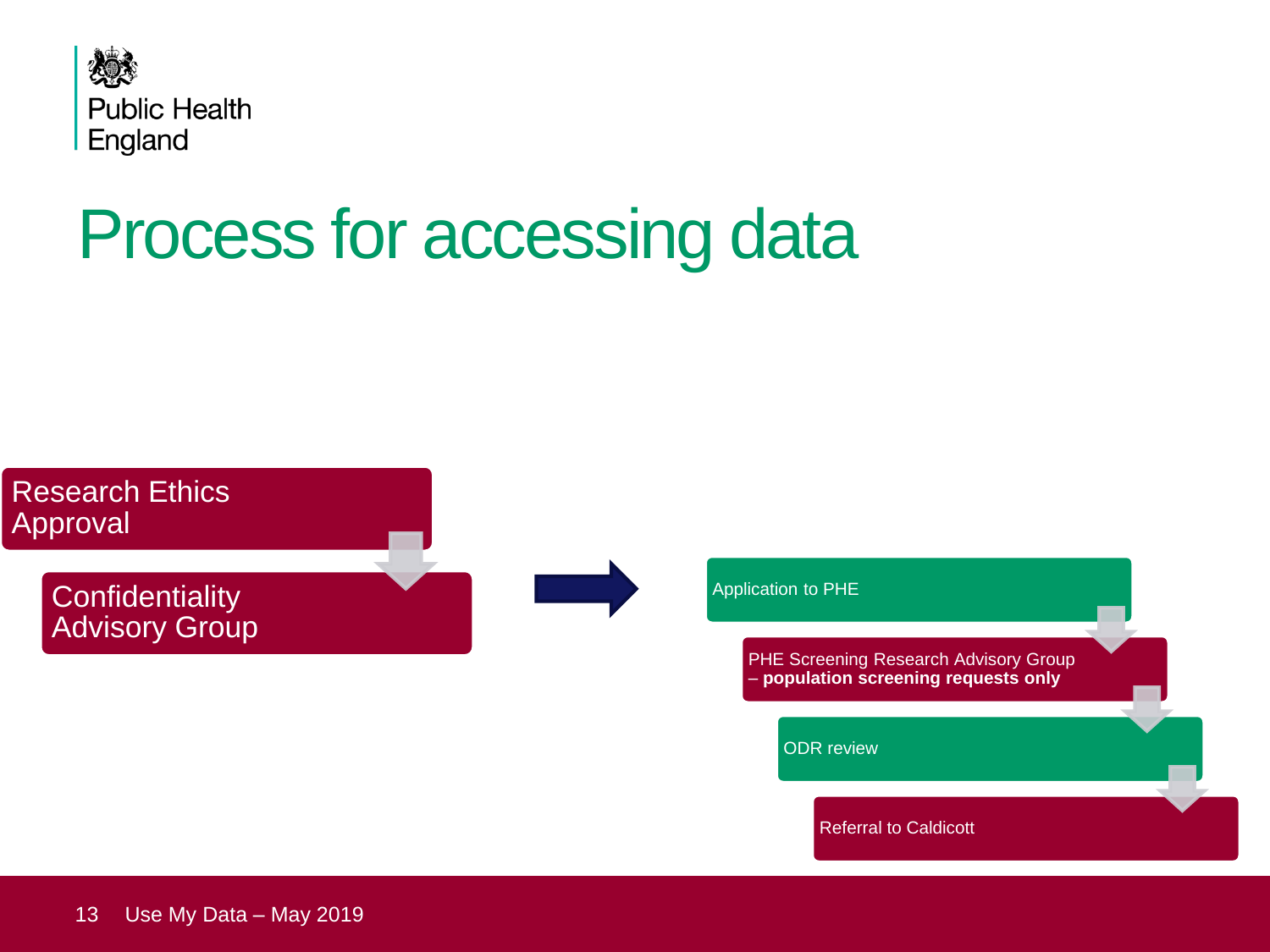# Process for accessing data

- Research Ethics Approval
- Confidentiality Advisory Group

→

- Application to PHE
- PHE Screening Research Advisory Group – **population screening requests only**
- ODR review
- Referral to Caldicott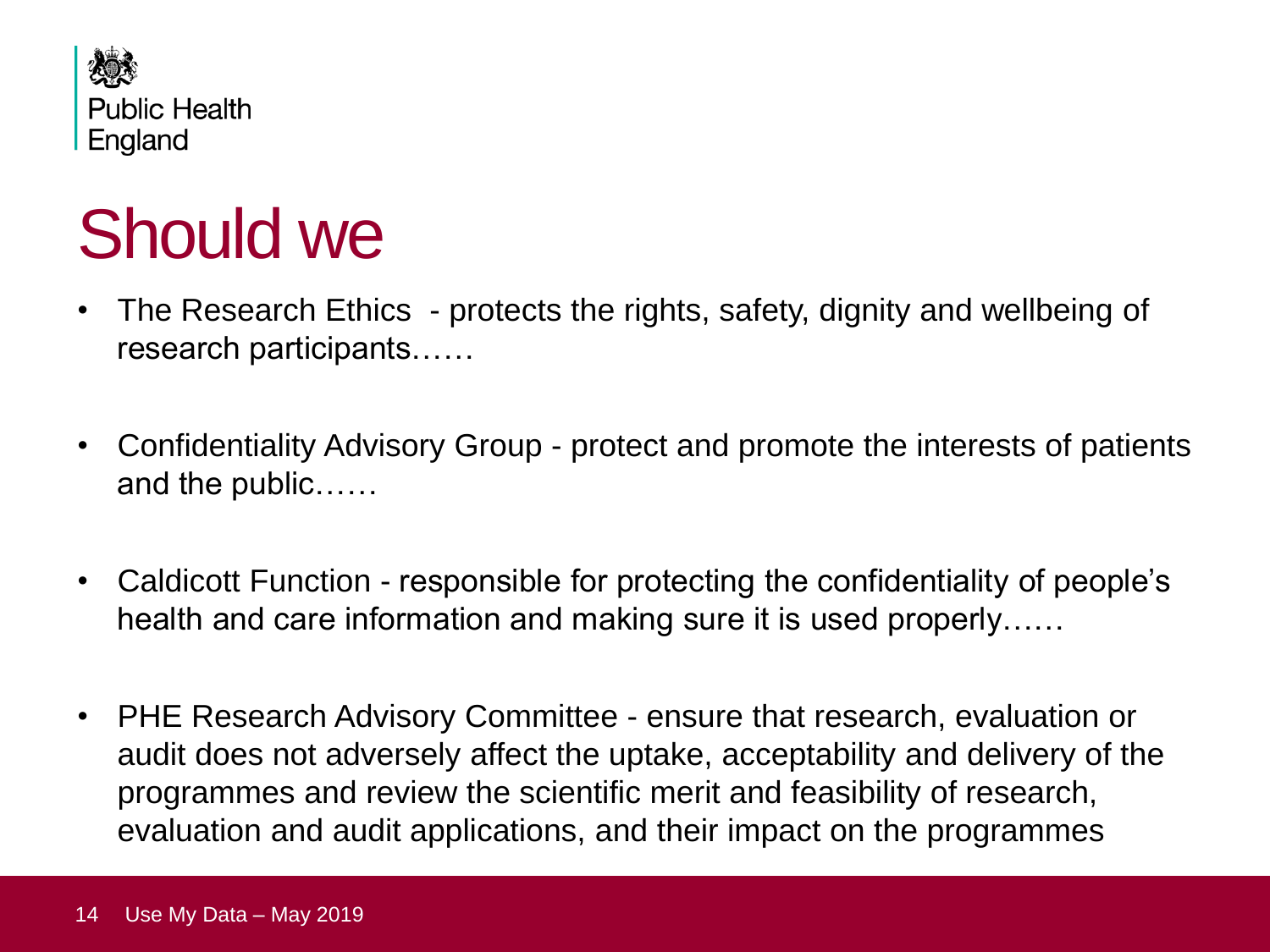# Should we

- The Research Ethics  - protects the rights, safety, dignity and wellbeing of research participants……
- Confidentiality Advisory Group - protect and promote the interests of patients and the public……
- Caldicott Function - responsible for protecting the confidentiality of people's health and care information and making sure it is used properly……
- PHE Research Advisory Committee - ensure that research, evaluation or audit does not adversely affect the uptake, acceptability and delivery of the programmes and review the scientific merit and feasibility of research, evaluation and audit applications, and their impact on the programmes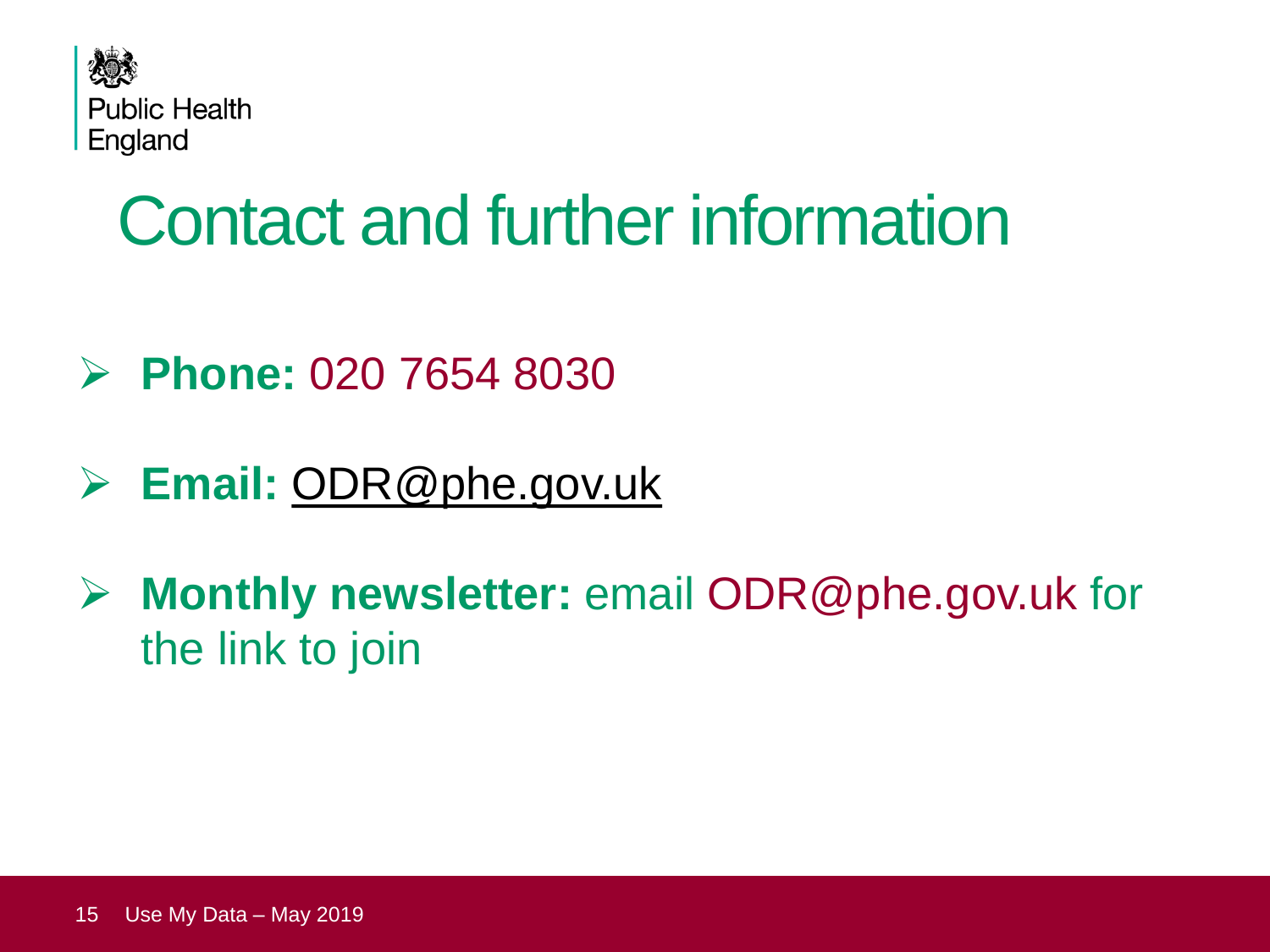Public Health England

# Contact and further information

- **Phone:** 020 7654 8030
- **Email:** ODR@phe.gov.uk
- **Monthly newsletter:** email ODR@phe.gov.uk for the link to join